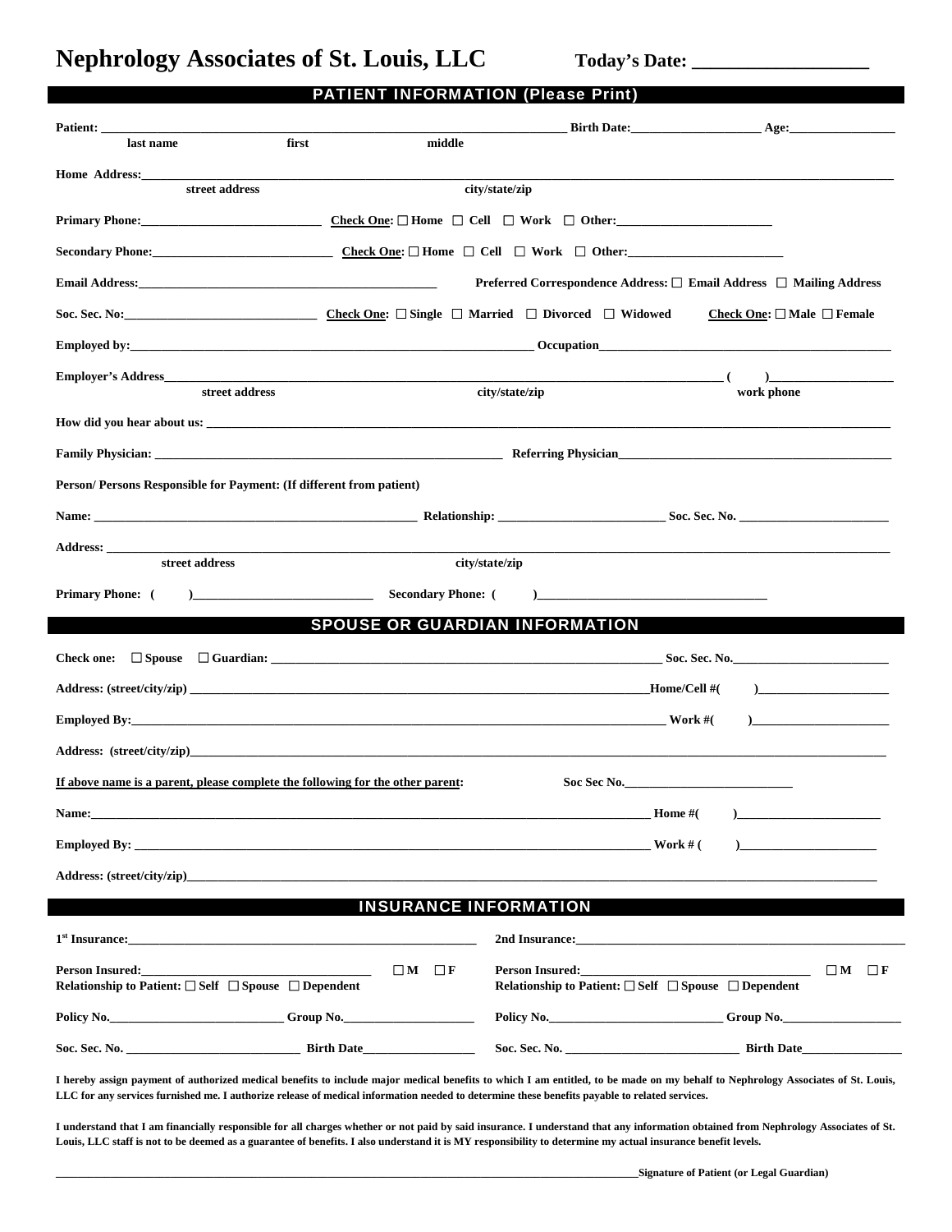# Nephrology Associates of St. Louis, LLC

**Today's Date: ___________________**

## PATIENT INFORMATION (Please Print)

**Patient:** ______________________________________________ **Birth Date:**____________________ **Age:**_______________
last name first middle

**Home Address:**______________________________________________________________________________________
street address city/state/zip

**Primary Phone:**___________________________ **Check One:** ☐ Home ☐ Cell ☐ Work ☐ Other:________________________

**Secondary Phone:**___________________________ **Check One:** ☐ Home ☐ Cell ☐ Work ☐ Other:________________________

**Email Address:**_______________________________________ **Preferred Correspondence Address:** ☐ Email Address ☐ Mailing Address

**Soc. Sec. No:**_____________________________ **Check One:** ☐ Single ☐ Married ☐ Divorced ☐ Widowed **Check One:** ☐ Male ☐ Female

**Employed by:**___________________________________________________ **Occupation**____________________________________

**Employer's Address**______________________________________________________________________ ( )__________________
street address city/state/zip work phone

**How did you hear about us:** ____________________________________________________________________________________

**Family Physician:** ___________________________________________ **Referring Physician**______________________________________

**Person/ Persons Responsible for Payment: (If different from patient)**

**Name:** ________________________________________ **Relationship:** _________________________ **Soc. Sec. No.** ______________________

**Address:** _________________________________________________________________________________________________
street address city/state/zip

**Primary Phone:** ( )___________________________ **Secondary Phone:** ( )__________________________________

## SPOUSE OR GUARDIAN INFORMATION

**Check one:** ☐ Spouse ☐ Guardian: ______________________________________________________ **Soc. Sec. No.**_______________________

**Address: (street/city/zip)** ______________________________________________________________ **Home/Cell #(** )____________________

**Employed By:**______________________________________________________________________ **Work #(** )_____________________

**Address: (street/city/zip)**__________________________________________________________________________________________

**If above name is a parent, please complete the following for the other parent:** **Soc Sec No.**__________________________

**Name:**____________________________________________________________________________ **Home #(** )______________________

**Employed By:** ______________________________________________________________________ **Work # (** )____________________

**Address: (street/city/zip)**__________________________________________________________________________________________

## INSURANCE INFORMATION

**1st Insurance:**_____________________________________________ **2nd Insurance:**___________________________________________

**Person Insured:**_____________________________ ☐ M ☐ F **Person Insured:**_____________________________ ☐ M ☐ F
**Relationship to Patient:** ☐ Self ☐ Spouse ☐ Dependent **Relationship to Patient:** ☐ Self ☐ Spouse ☐ Dependent

**Policy No.**_______________________ **Group No.**_________________ **Policy No.**_______________________ **Group No.**_________________

**Soc. Sec. No.** _______________________ **Birth Date**_______________ **Soc. Sec. No.** _______________________ **Birth Date**_______________

**I hereby assign payment of authorized medical benefits to include major medical benefits to which I am entitled, to be made on my behalf to Nephrology Associates of St. Louis, LLC for any services furnished me. I authorize release of medical information needed to determine these benefits payable to related services.**

**I understand that I am financially responsible for all charges whether or not paid by said insurance. I understand that any information obtained from Nephrology Associates of St. Louis, LLC staff is not to be deemed as a guarantee of benefits. I also understand it is MY responsibility to determine my actual insurance benefit levels.**

______________________________________________________________________________ **Signature of Patient (or Legal Guardian)**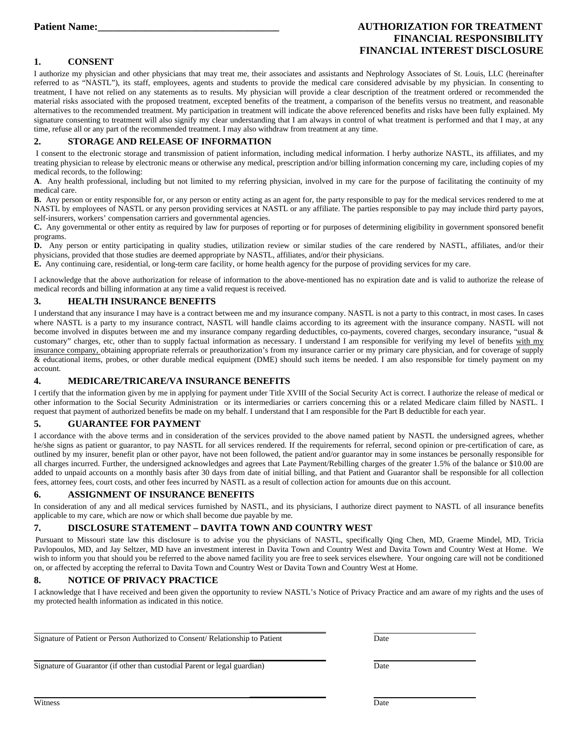**Patient Name:___________________________________**

# AUTHORIZATION FOR TREATMENT
# FINANCIAL RESPONSIBILITY
# FINANCIAL INTEREST DISCLOSURE

## 1. CONSENT

I authorize my physician and other physicians that may treat me, their associates and assistants and Nephrology Associates of St. Louis, LLC (hereinafter referred to as "NASTL"), its staff, employees, agents and students to provide the medical care considered advisable by my physician. In consenting to treatment, I have not relied on any statements as to results. My physician will provide a clear description of the treatment ordered or recommended the material risks associated with the proposed treatment, excepted benefits of the treatment, a comparison of the benefits versus no treatment, and reasonable alternatives to the recommended treatment. My participation in treatment will indicate the above referenced benefits and risks have been fully explained. My signature consenting to treatment will also signify my clear understanding that I am always in control of what treatment is performed and that I may, at any time, refuse all or any part of the recommended treatment. I may also withdraw from treatment at any time.

## 2. STORAGE AND RELEASE OF INFORMATION

I consent to the electronic storage and transmission of patient information, including medical information. I herby authorize NASTL, its affiliates, and my treating physician to release by electronic means or otherwise any medical, prescription and/or billing information concerning my care, including copies of my medical records, to the following:

**A**. Any health professional, including but not limited to my referring physician, involved in my care for the purpose of facilitating the continuity of my medical care.

**B.** Any person or entity responsible for, or any person or entity acting as an agent for, the party responsible to pay for the medical services rendered to me at NASTL by employees of NASTL or any person providing services at NASTL or any affiliate. The parties responsible to pay may include third party payors, self-insurers, workers' compensation carriers and governmental agencies.

**C.** Any governmental or other entity as required by law for purposes of reporting or for purposes of determining eligibility in government sponsored benefit programs.

**D.** Any person or entity participating in quality studies, utilization review or similar studies of the care rendered by NASTL, affiliates, and/or their physicians, provided that those studies are deemed appropriate by NASTL, affiliates, and/or their physicians.

**E.** Any continuing care, residential, or long-term care facility, or home health agency for the purpose of providing services for my care.

I acknowledge that the above authorization for release of information to the above-mentioned has no expiration date and is valid to authorize the release of medical records and billing information at any time a valid request is received.

## 3. HEALTH INSURANCE BENEFITS

I understand that any insurance I may have is a contract between me and my insurance company. NASTL is not a party to this contract, in most cases. In cases where NASTL is a party to my insurance contract, NASTL will handle claims according to its agreement with the insurance company. NASTL will not become involved in disputes between me and my insurance company regarding deductibles, co-payments, covered charges, secondary insurance, "usual & customary" charges, etc, other than to supply factual information as necessary. I understand I am responsible for verifying my level of benefits with my insurance company, obtaining appropriate referrals or preauthorization's from my insurance carrier or my primary care physician, and for coverage of supply & educational items, probes, or other durable medical equipment (DME) should such items be needed. I am also responsible for timely payment on my account.

## 4. MEDICARE/TRICARE/VA INSURANCE BENEFITS

I certify that the information given by me in applying for payment under Title XVIII of the Social Security Act is correct. I authorize the release of medical or other information to the Social Security Administration or its intermediaries or carriers concerning this or a related Medicare claim filled by NASTL. I request that payment of authorized benefits be made on my behalf. I understand that I am responsible for the Part B deductible for each year.

## 5. GUARANTEE FOR PAYMENT

I accordance with the above terms and in consideration of the services provided to the above named patient by NASTL the undersigned agrees, whether he/she signs as patient or guarantor, to pay NASTL for all services rendered. If the requirements for referral, second opinion or pre-certification of care, as outlined by my insurer, benefit plan or other payor, have not been followed, the patient and/or guarantor may in some instances be personally responsible for all charges incurred. Further, the undersigned acknowledges and agrees that Late Payment/Rebilling charges of the greater 1.5% of the balance or $10.00 are added to unpaid accounts on a monthly basis after 30 days from date of initial billing, and that Patient and Guarantor shall be responsible for all collection fees, attorney fees, court costs, and other fees incurred by NASTL as a result of collection action for amounts due on this account.

## 6. ASSIGNMENT OF INSURANCE BENEFITS

In consideration of any and all medical services furnished by NASTL, and its physicians, I authorize direct payment to NASTL of all insurance benefits applicable to my care, which are now or which shall become due payable by me.

## 7. DISCLOSURE STATEMENT – DAVITA TOWN AND COUNTRY WEST

Pursuant to Missouri state law this disclosure is to advise you the physicians of NASTL, specifically Qing Chen, MD, Graeme Mindel, MD, Tricia Pavlopoulos, MD, and Jay Seltzer, MD have an investment interest in Davita Town and Country West and Davita Town and Country West at Home. We wish to inform you that should you be referred to the above named facility you are free to seek services elsewhere. Your ongoing care will not be conditioned on, or affected by accepting the referral to Davita Town and Country West or Davita Town and Country West at Home.

## 8. NOTICE OF PRIVACY PRACTICE

I acknowledge that I have received and been given the opportunity to review NASTL's Notice of Privacy Practice and am aware of my rights and the uses of my protected health information as indicated in this notice.

_____________________________________________________________ ____________________

Signature of Patient or Person Authorized to Consent/ Relationship to Patient Date

_____________________________________________________________ ____________________

Signature of Guarantor (if other than custodial Parent or legal guardian) Date

_____________________________________________________________ ____________________

Witness Date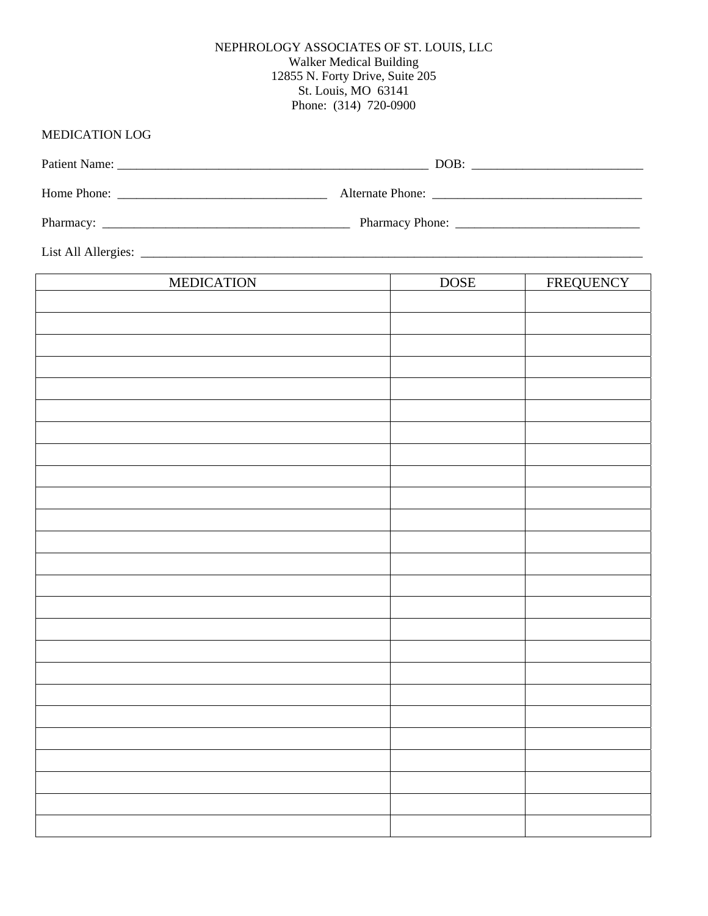NEPHROLOGY ASSOCIATES OF ST. LOUIS, LLC
Walker Medical Building
12855 N. Forty Drive, Suite 205
St. Louis, MO 63141
Phone: (314) 720-0900

MEDICATION LOG

Patient Name: _______________________________________________ DOB: __________________________

Home Phone: ________________________________ Alternate Phone: ________________________________

Pharmacy: ______________________________________ Pharmacy Phone: ____________________________

List All Allergies: ______________________________________________________________________________

| MEDICATION | DOSE | FREQUENCY |
|---|---|---|
| | | |
| | | |
| | | |
| | | |
| | | |
| | | |
| | | |
| | | |
| | | |
| | | |
| | | |
| | | |
| | | |
| | | |
| | | |
| | | |
| | | |
| | | |
| | | |
| | | |
| | | |
| | | |
| | | |
| | | |
| | | |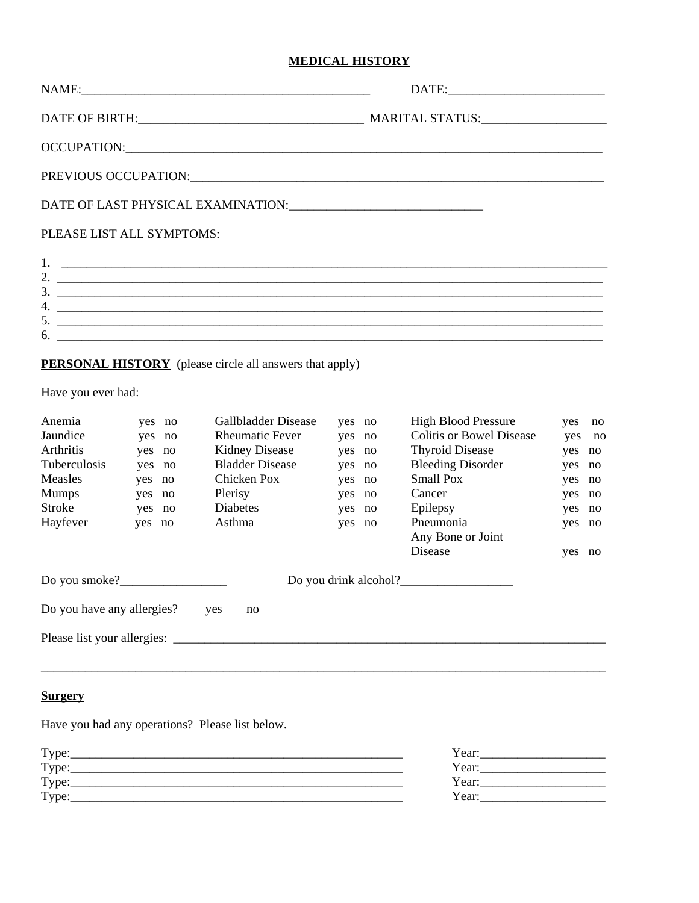# MEDICAL HISTORY

NAME:_______________________________________________ DATE:_________________________

DATE OF BIRTH:___________________________________ MARITAL STATUS:____________________

OCCUPATION:_________________________________________________________________________

PREVIOUS OCCUPATION:_________________________________________________________________

DATE OF LAST PHYSICAL EXAMINATION:______________________________

PLEASE LIST ALL SYMPTOMS:

1. _____________________________________________________________________________________
2. _____________________________________________________________________________________
3. _____________________________________________________________________________________
4. _____________________________________________________________________________________
5. _____________________________________________________________________________________
6. _____________________________________________________________________________________

**PERSONAL HISTORY** (please circle all answers that apply)

Have you ever had:

| | | | | | |
|---|---|---|---|---|---|
| Anemia | yes no | Gallbladder Disease | yes no | High Blood Pressure | yes no |
| Jaundice | yes no | Rheumatic Fever | yes no | Colitis or Bowel Disease | yes no |
| Arthritis | yes no | Kidney Disease | yes no | Thyroid Disease | yes no |
| Tuberculosis | yes no | Bladder Disease | yes no | Bleeding Disorder | yes no |
| Measles | yes no | Chicken Pox | yes no | Small Pox | yes no |
| Mumps | yes no | Plerisy | yes no | Cancer | yes no |
| Stroke | yes no | Diabetes | yes no | Epilepsy | yes no |
| Hayfever | yes no | Asthma | yes no | Pneumonia | yes no |
| | | | | Any Bone or Joint Disease | yes no |

Do you smoke?_________________ Do you drink alcohol?__________________

Do you have any allergies? yes no

Please list your allergies: _________________________________________________________________________

_____________________________________________________________________________________

**Surgery**

Have you had any operations? Please list below.

Type:_______________________________________________________ Year:____________________
Type:_______________________________________________________ Year:____________________
Type:_______________________________________________________ Year:____________________
Type:_______________________________________________________ Year:____________________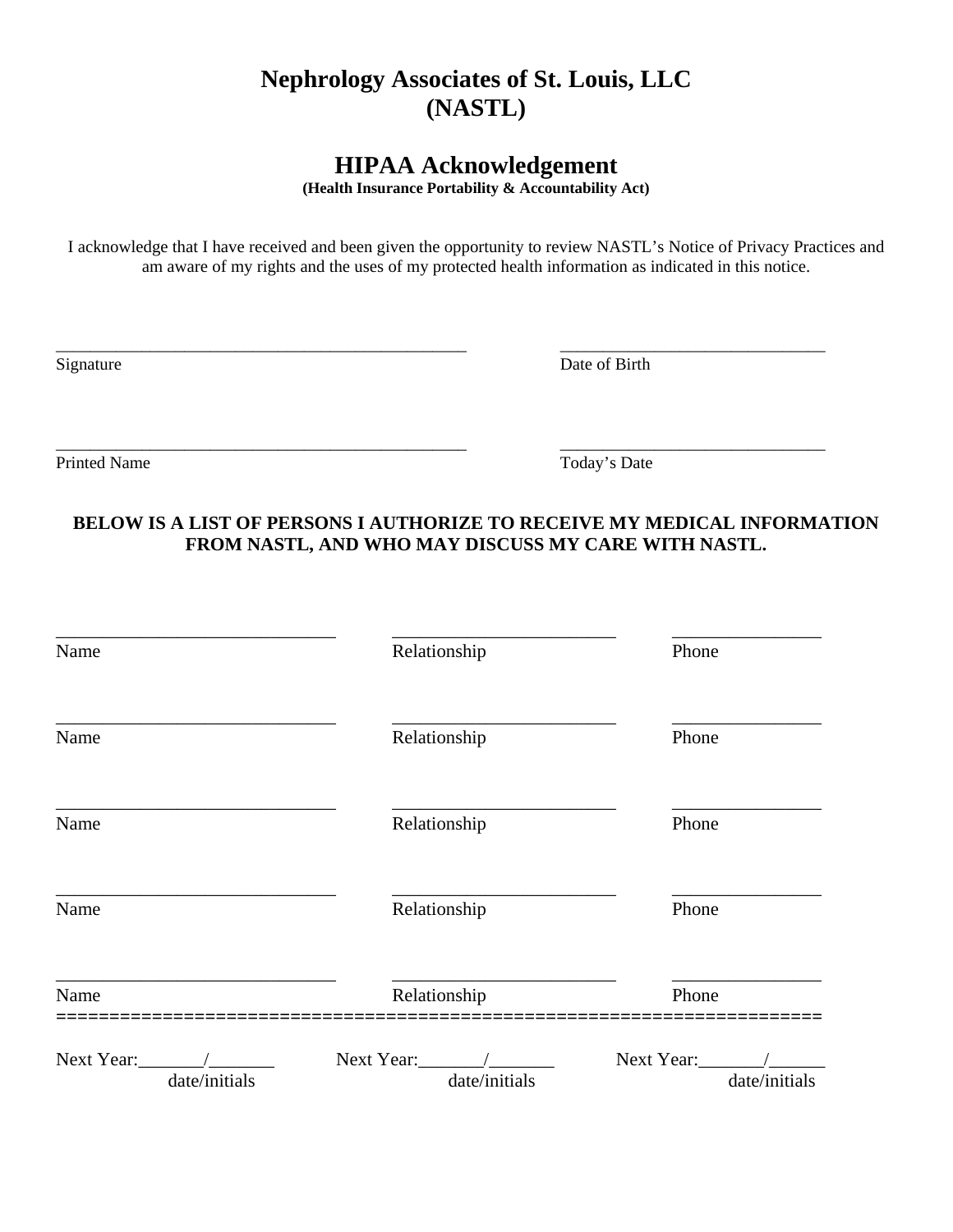# Nephrology Associates of St. Louis, LLC (NASTL)

## HIPAA Acknowledgement

**(Health Insurance Portability & Accountability Act)**

I acknowledge that I have received and been given the opportunity to review NASTL's Notice of Privacy Practices and am aware of my rights and the uses of my protected health information as indicated in this notice.

_______________________________________________ _______________________________

Signature Date of Birth

_______________________________________________ _______________________________

Printed Name Today's Date

**BELOW IS A LIST OF PERSONS I AUTHORIZE TO RECEIVE MY MEDICAL INFORMATION FROM NASTL, AND WHO MAY DISCUSS MY CARE WITH NASTL.**

| | | |
|---|---|---|
| ______________________________ | ________________________ | ________________ |
| Name | Relationship | Phone |
| ______________________________ | ________________________ | ________________ |
| Name | Relationship | Phone |
| ______________________________ | ________________________ | ________________ |
| Name | Relationship | Phone |
| ______________________________ | ________________________ | ________________ |
| Name | Relationship | Phone |
| ______________________________ | ________________________ | ________________ |
| Name | Relationship | Phone |

==================================================================

Next Year:_______/_______ Next Year:_______/_______ Next Year:_______/______

date/initials date/initials date/initials